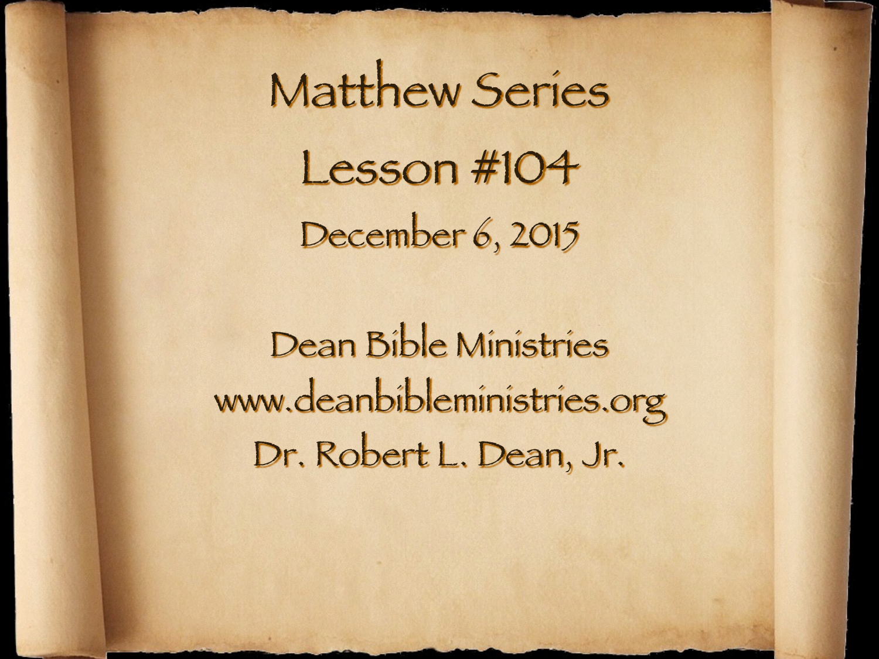# Matthew Series

## Lesson #104

December 6, 2015

Dean Bible Ministries

www.deanbibleministries.org

Dr. Robert L. Dean, Jr.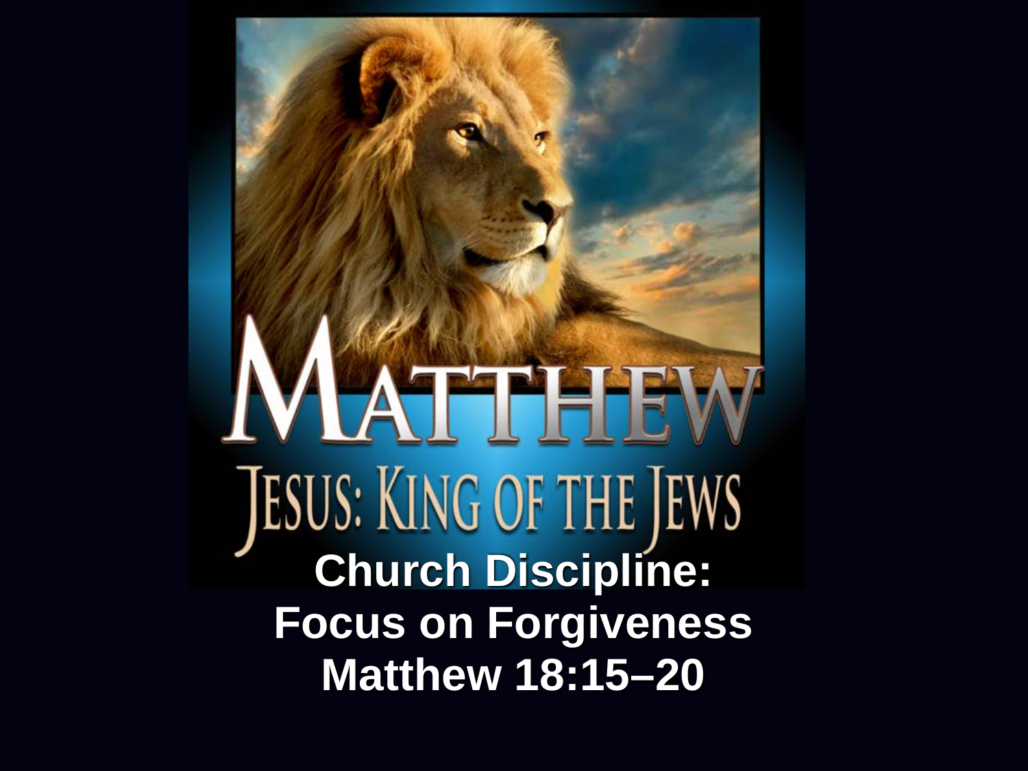# MATTHEW

## JESUS: KING OF THE JEWS

**Church Discipline: Focus on Forgiveness Matthew 18:15–20**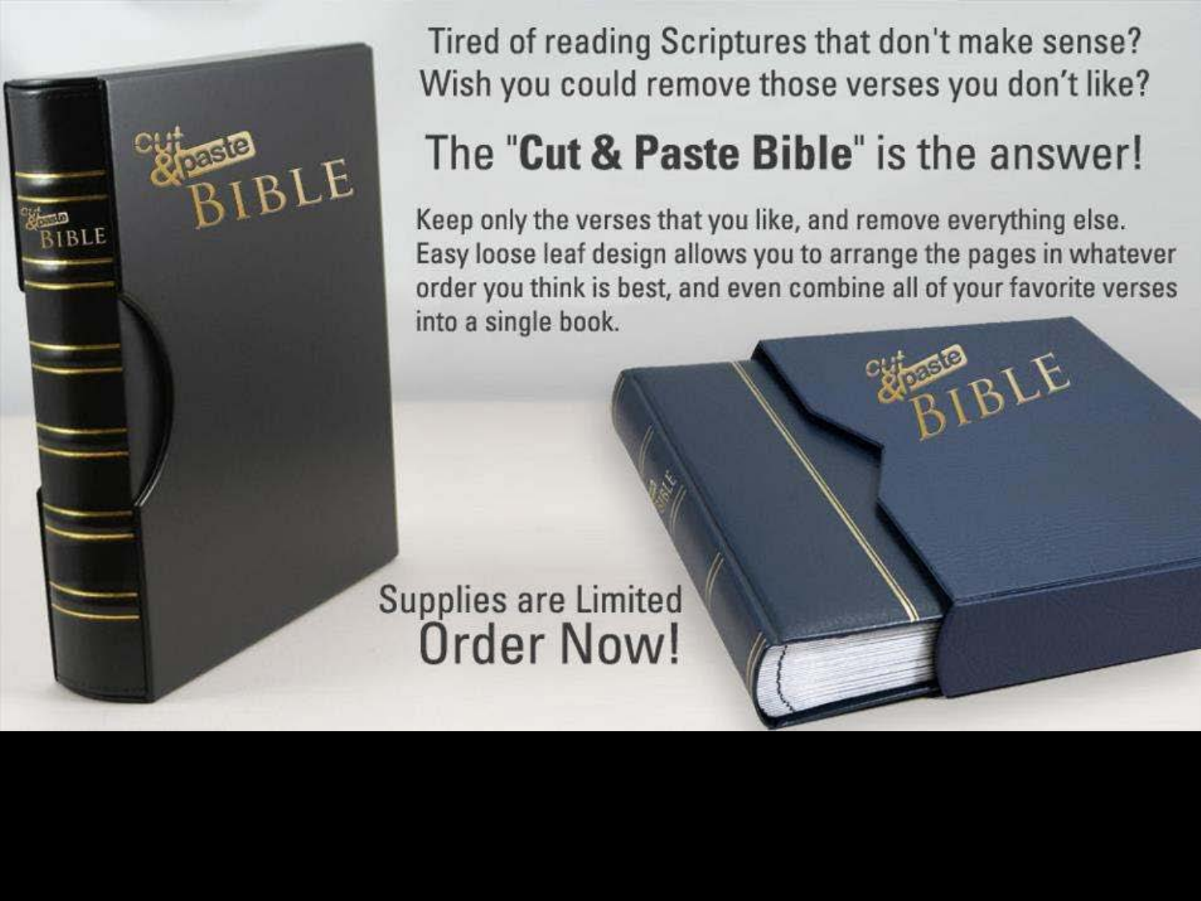Tired of reading Scriptures that don't make sense?
Wish you could remove those verses you don't like?

## The "**Cut & Paste Bible**" is the answer!

Keep only the verses that you like, and remove everything else. Easy loose leaf design allows you to arrange the pages in whatever order you think is best, and even combine all of your favorite verses into a single book.

Supplies are Limited
Order Now!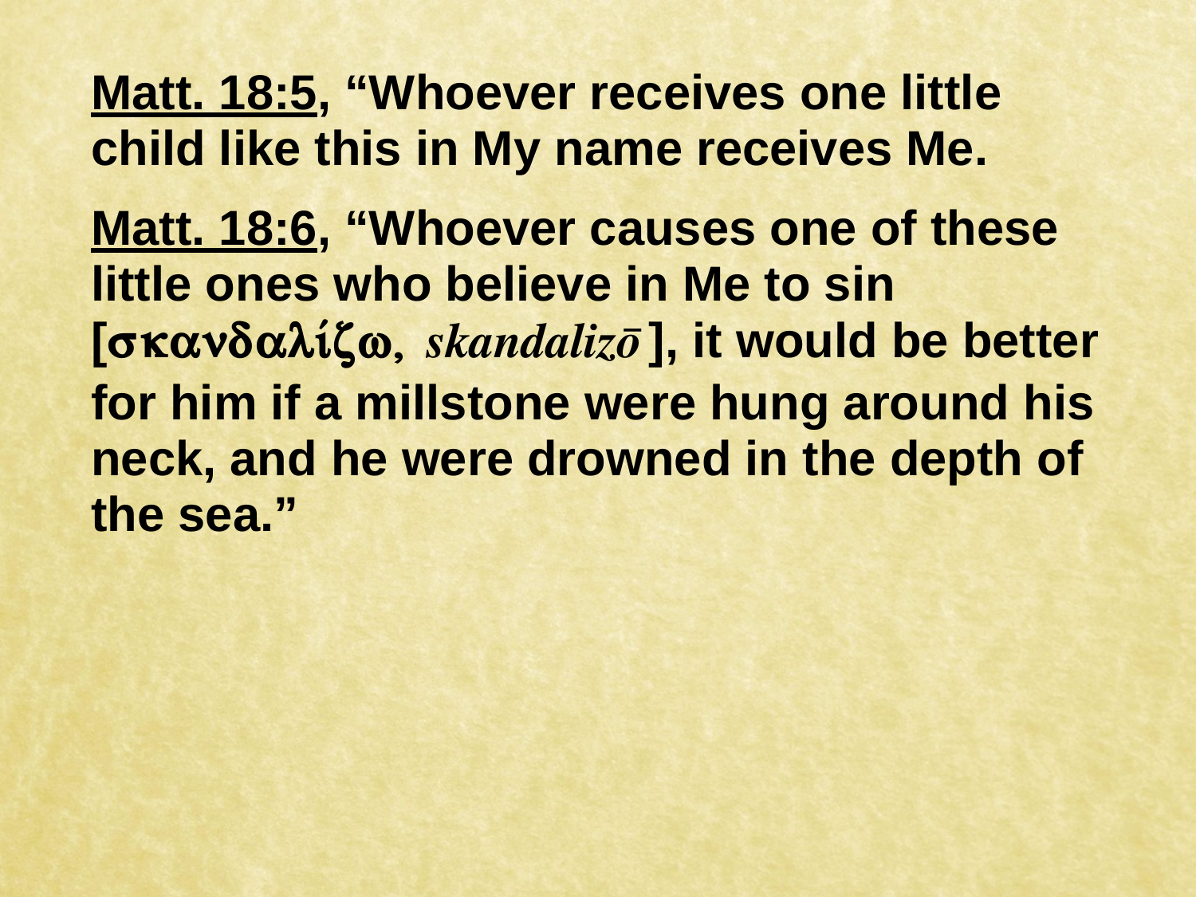**<u>Matt. 18:5</u>, "Whoever receives one little child like this in My name receives Me.**

**<u>Matt. 18:6</u>, "Whoever causes one of these little ones who believe in Me to sin [σκανδαλίζω, *skandalizō*], it would be better for him if a millstone were hung around his neck, and he were drowned in the depth of the sea."**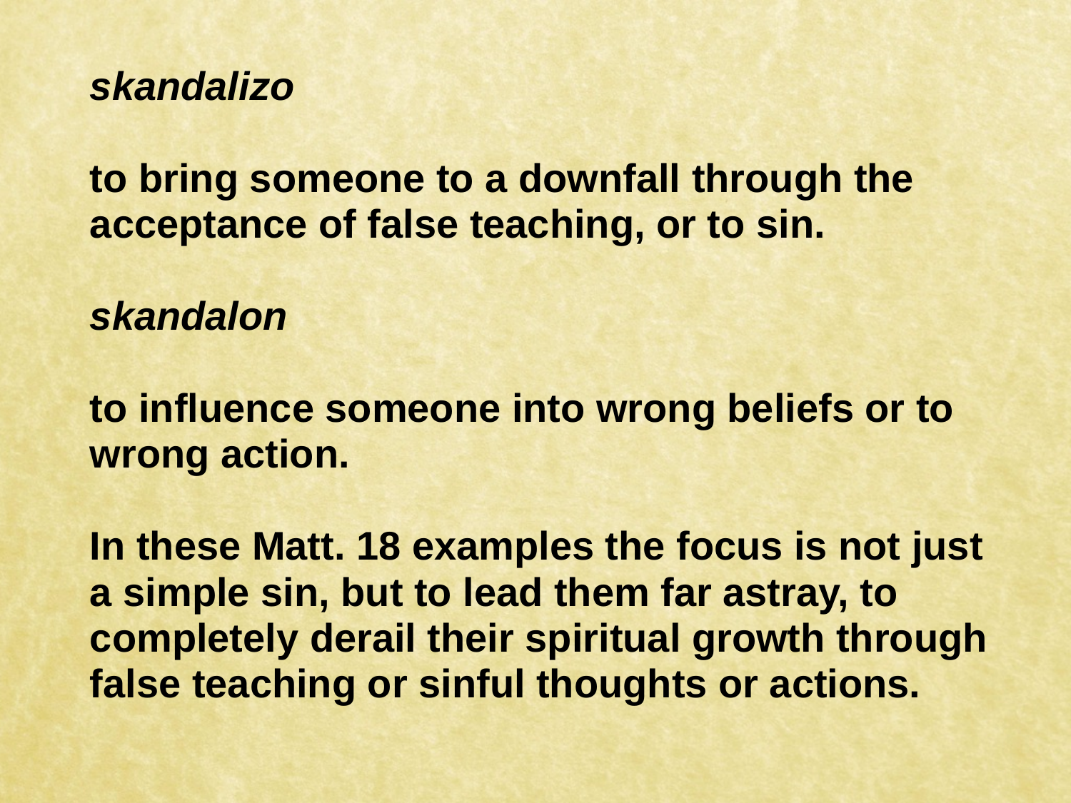***skandalizo***

**to bring someone to a downfall through the acceptance of false teaching, or to sin.**

***skandalon***

**to influence someone into wrong beliefs or to wrong action.**

**In these Matt. 18 examples the focus is not just a simple sin, but to lead them far astray, to completely derail their spiritual growth through false teaching or sinful thoughts or actions.**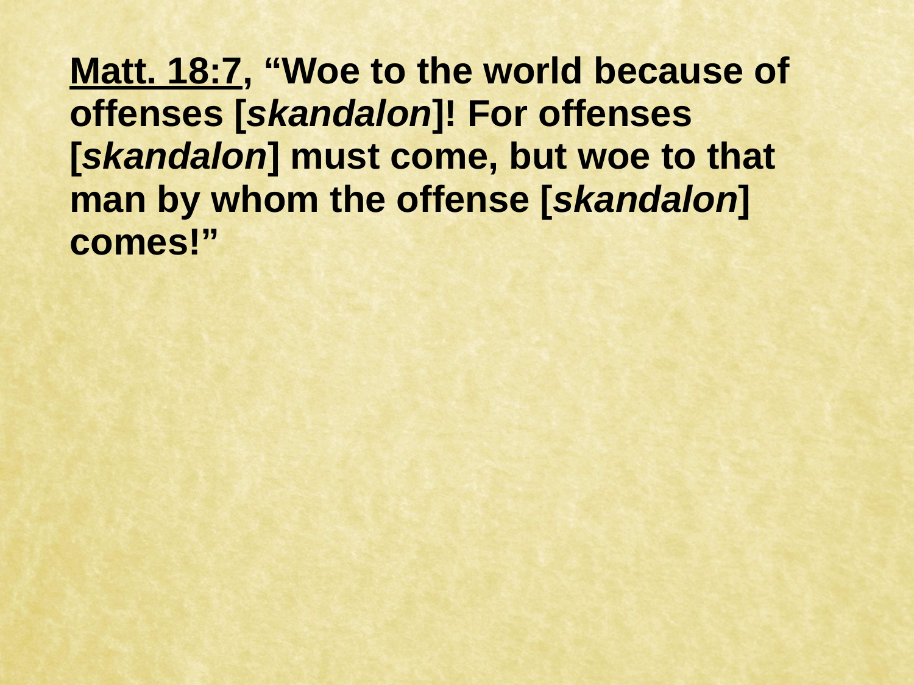**Matt. 18:7, "Woe to the world because of offenses [*skandalon*]! For offenses [*skandalon*] must come, but woe to that man by whom the offense [*skandalon*] comes!"**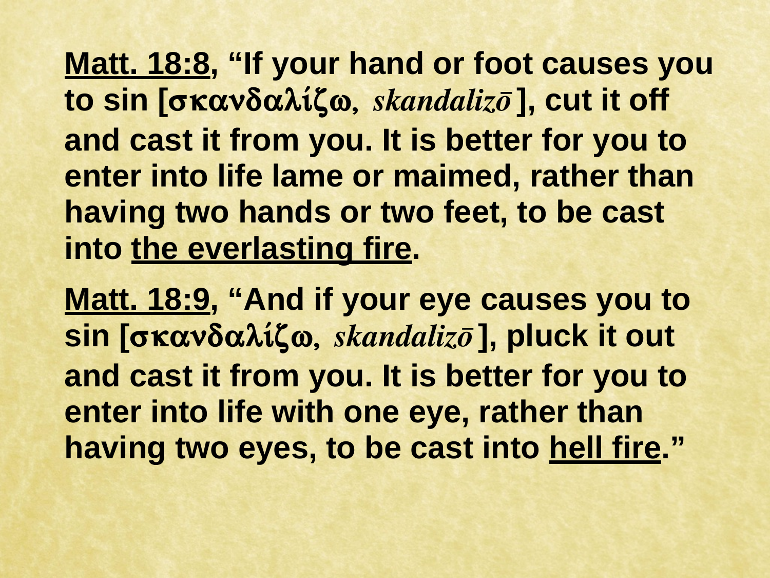**<u>Matt. 18:8</u>, "If your hand or foot causes you to sin [σκανδαλίζω, *skandalizō*], cut it off and cast it from you. It is better for you to enter into life lame or maimed, rather than having two hands or two feet, to be cast into <u>the everlasting fire</u>.**

**<u>Matt. 18:9</u>, "And if your eye causes you to sin [σκανδαλίζω, *skandalizō*], pluck it out and cast it from you. It is better for you to enter into life with one eye, rather than having two eyes, to be cast into <u>hell fire</u>."**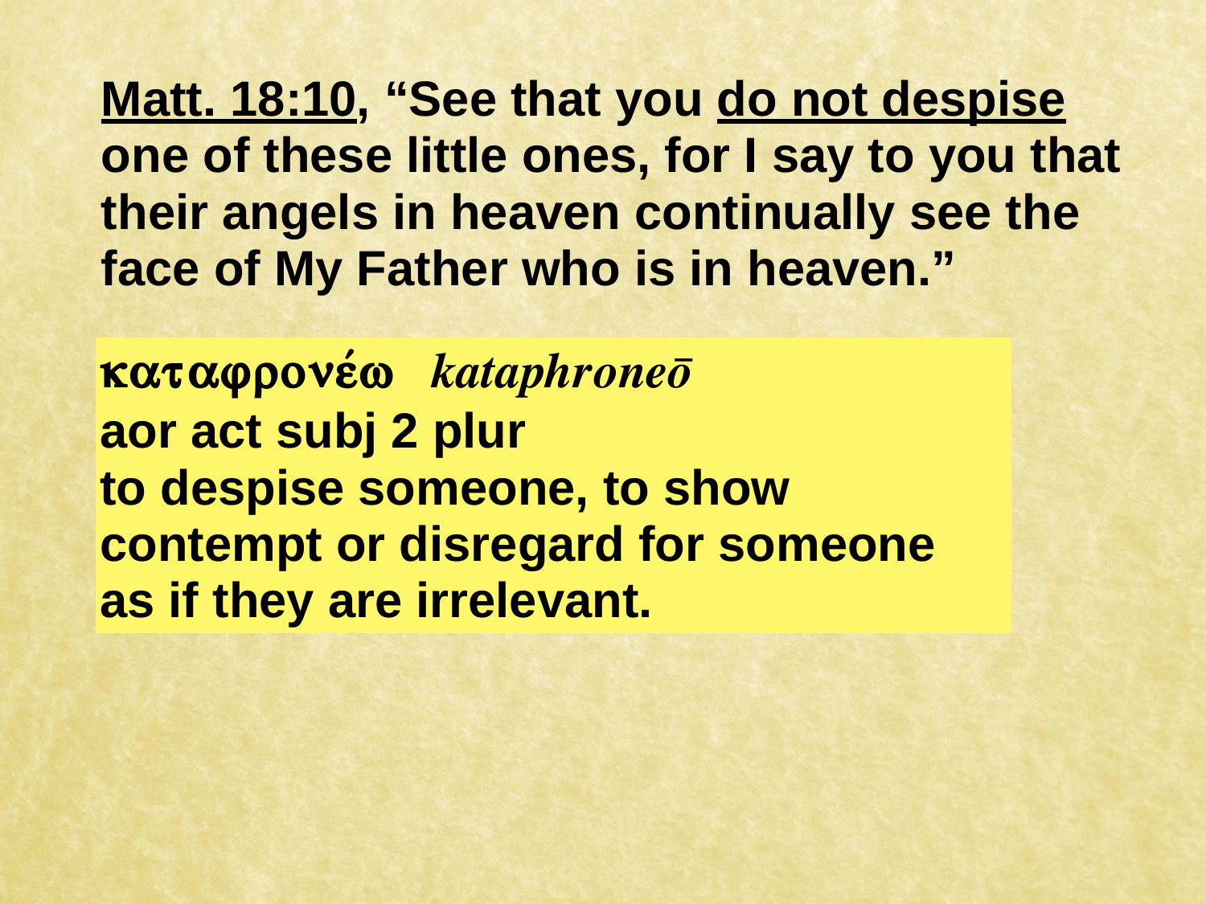**Matt. 18:10, "See that you do not despise one of these little ones, for I say to you that their angels in heaven continually see the face of My Father who is in heaven."**

**καταφρονέω** *kataphroneō*
**aor act subj 2 plur**
**to despise someone, to show contempt or disregard for someone as if they are irrelevant.**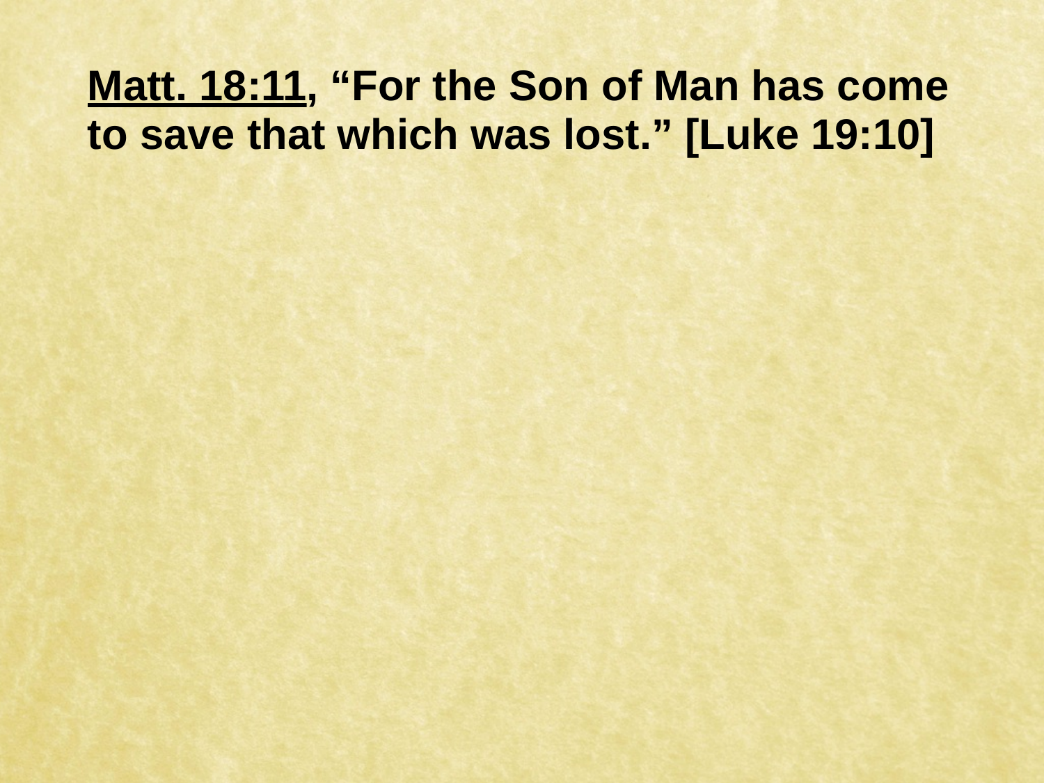**<u>Matt. 18:11</u>, "For the Son of Man has come to save that which was lost." [Luke 19:10]**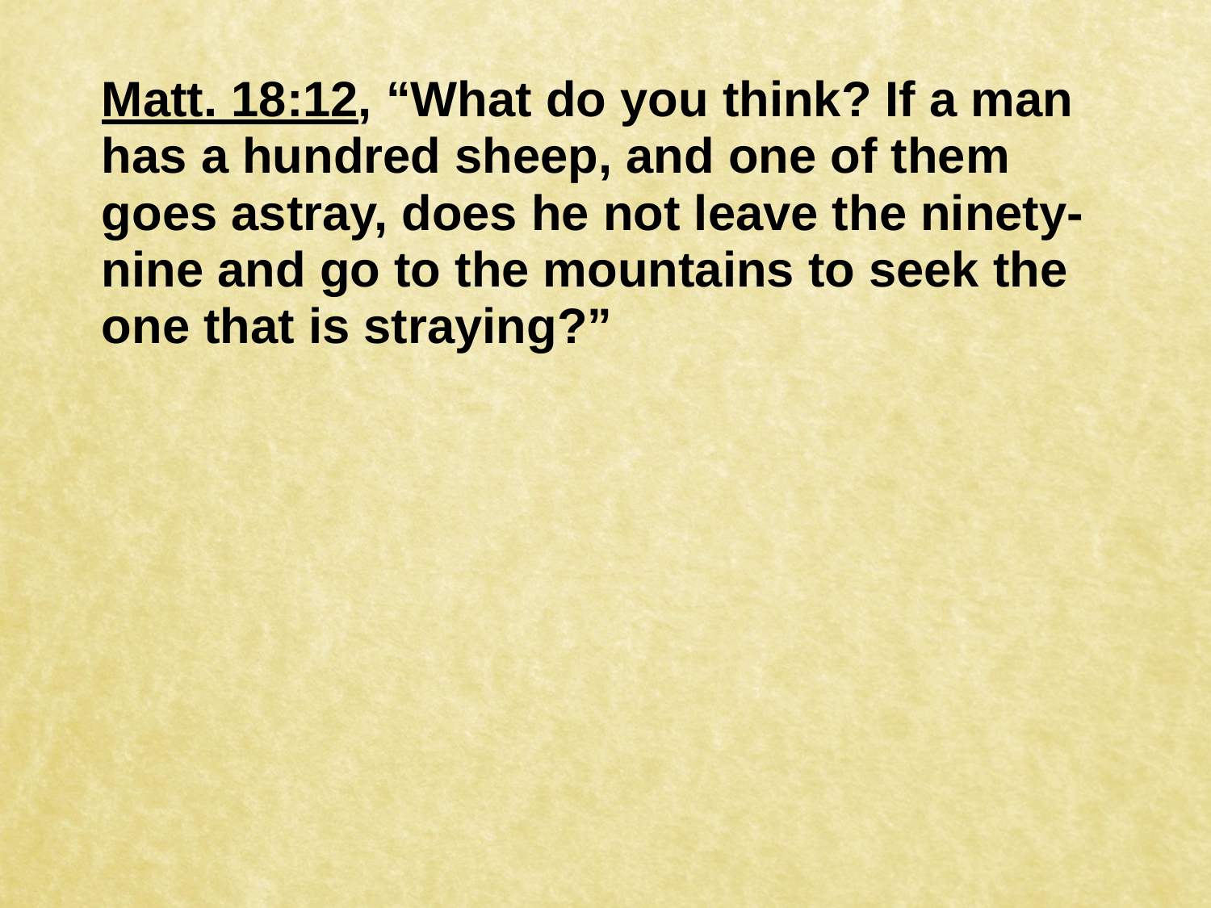**Matt. 18:12, "What do you think? If a man has a hundred sheep, and one of them goes astray, does he not leave the ninety-nine and go to the mountains to seek the one that is straying?"**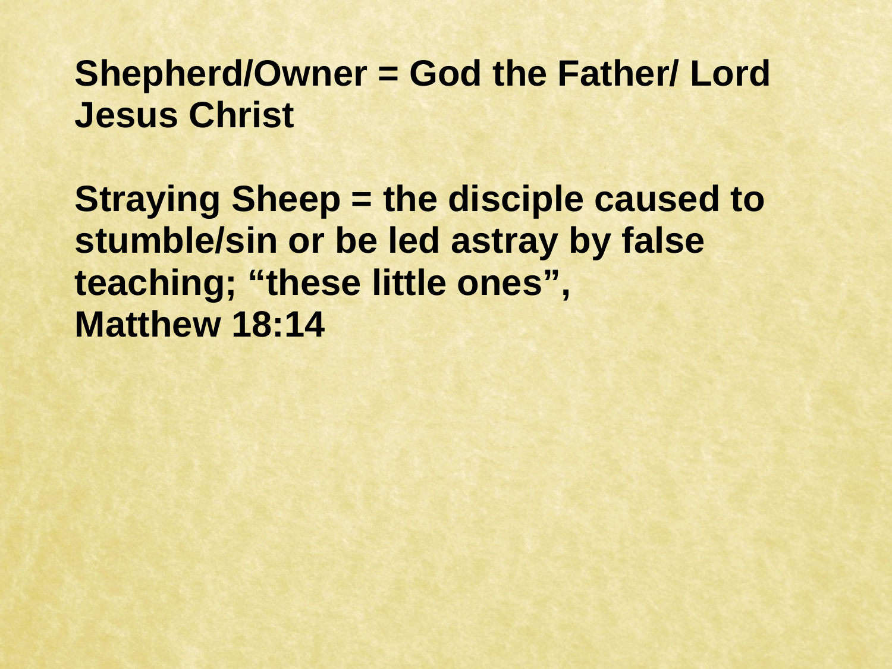**Shepherd/Owner = God the Father/ Lord Jesus Christ**

**Straying Sheep = the disciple caused to stumble/sin or be led astray by false teaching; “these little ones”, Matthew 18:14**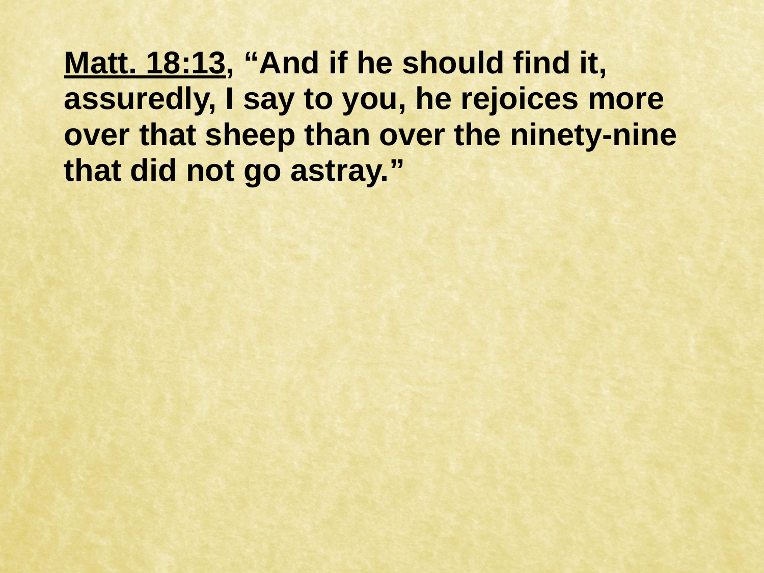**<u>Matt. 18:13</u>, "And if he should find it, assuredly, I say to you, he rejoices more over that sheep than over the ninety-nine that did not go astray."**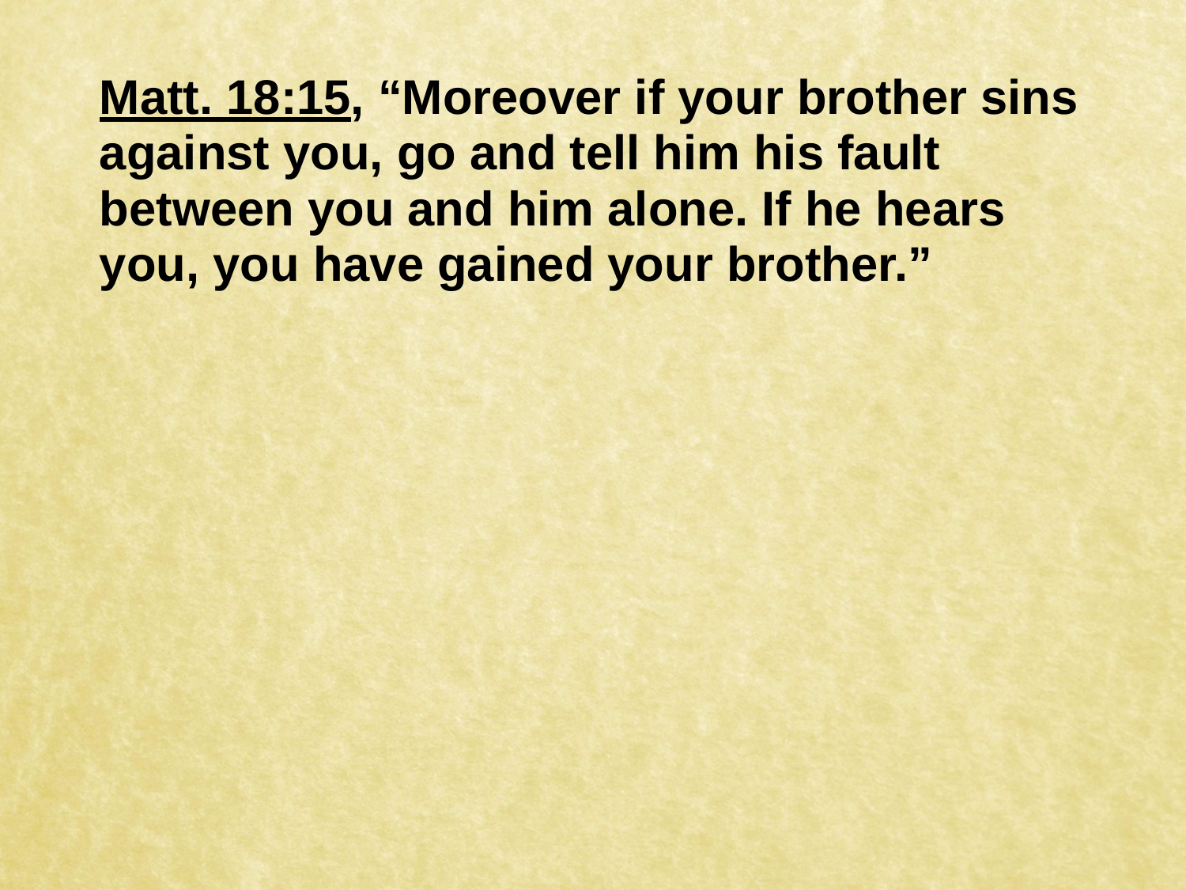**<u>Matt. 18:15</u>, "Moreover if your brother sins against you, go and tell him his fault between you and him alone. If he hears you, you have gained your brother."**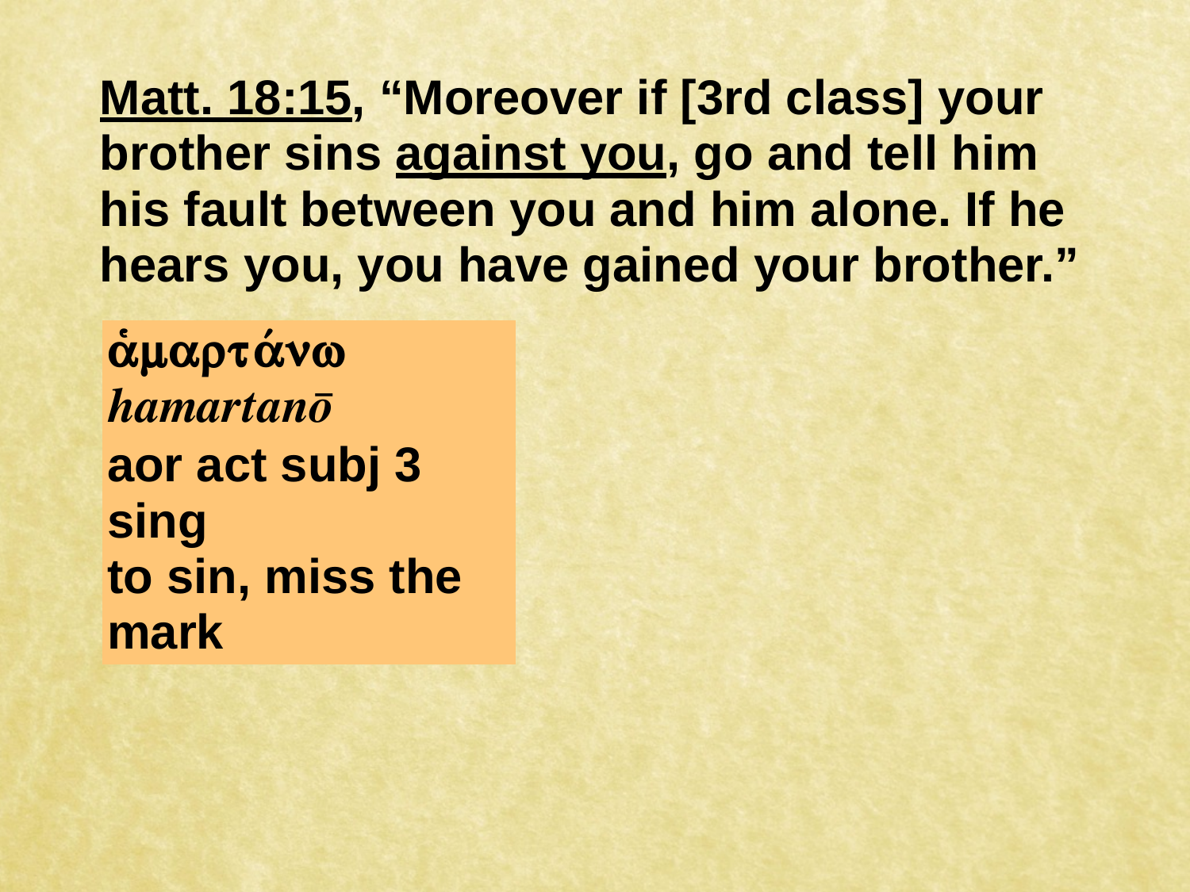**<u>Matt. 18:15</u>, “Moreover if [3rd class] your brother sins <u>against you</u>, go and tell him his fault between you and him alone. If he hears you, you have gained your brother.”**

**ἁμαρτάνω**
***hamartanō***
**aor act subj 3 sing**
**to sin, miss the mark**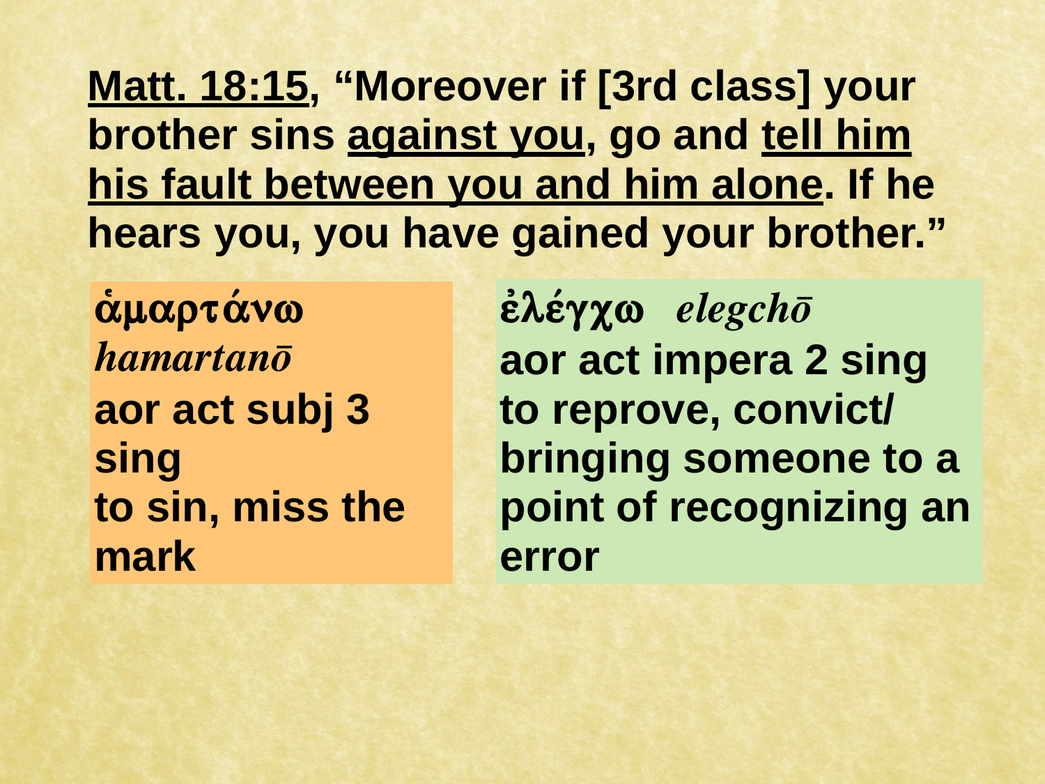**<u>Matt. 18:15</u>, "Moreover if [3rd class] your brother sins <u>against you</u>, go and <u>tell him his fault between you and him alone</u>. If he hears you, you have gained your brother."**

**ἁμαρτάνω**
***hamartanō***
**aor act subj 3 sing**
**to sin, miss the mark**

**ἐλέγχω** ***elegchō***
**aor act impera 2 sing**
**to reprove, convict/ bringing someone to a point of recognizing an error**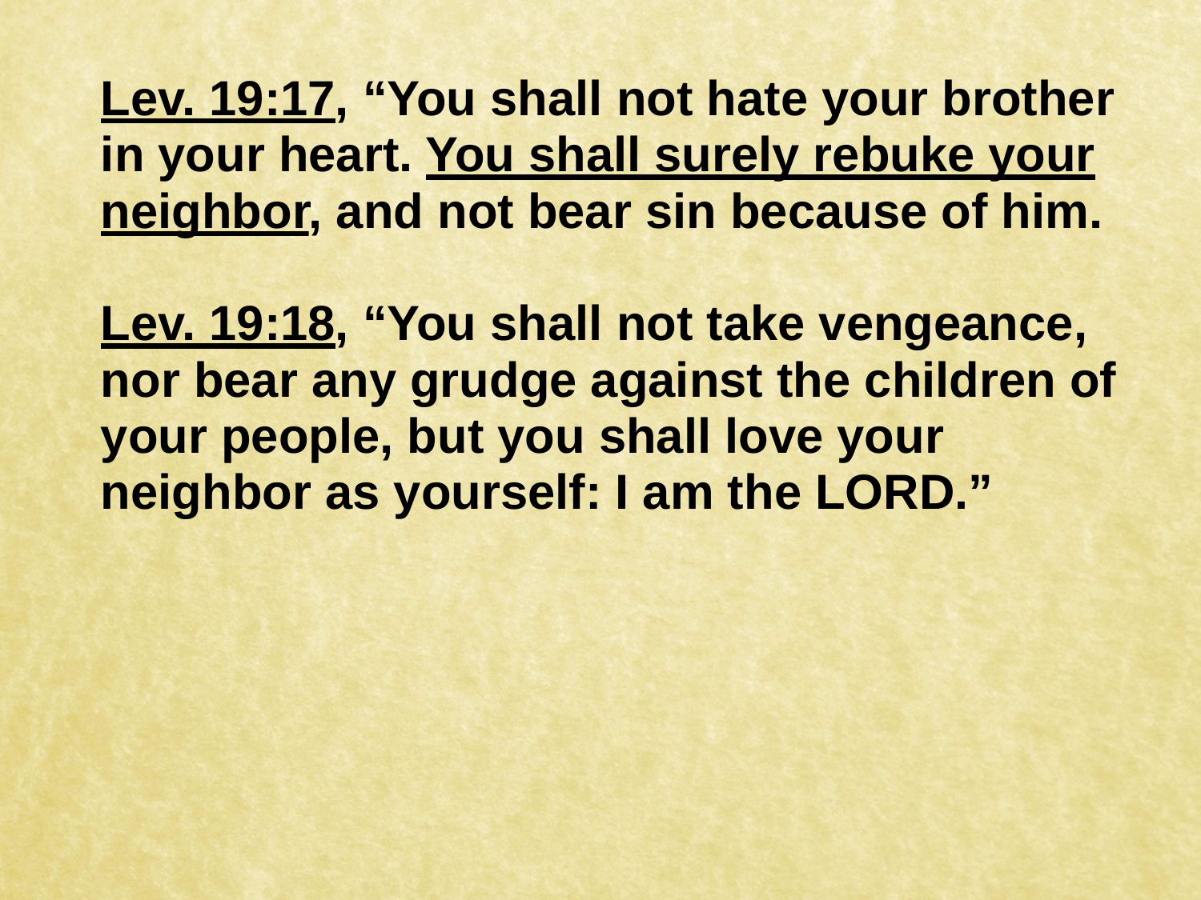**<u>Lev. 19:17</u>, "You shall not hate your brother in your heart. <u>You shall surely rebuke your neighbor</u>, and not bear sin because of him.**

**<u>Lev. 19:18</u>, "You shall not take vengeance, nor bear any grudge against the children of your people, but you shall love your neighbor as yourself: I am the LORD."**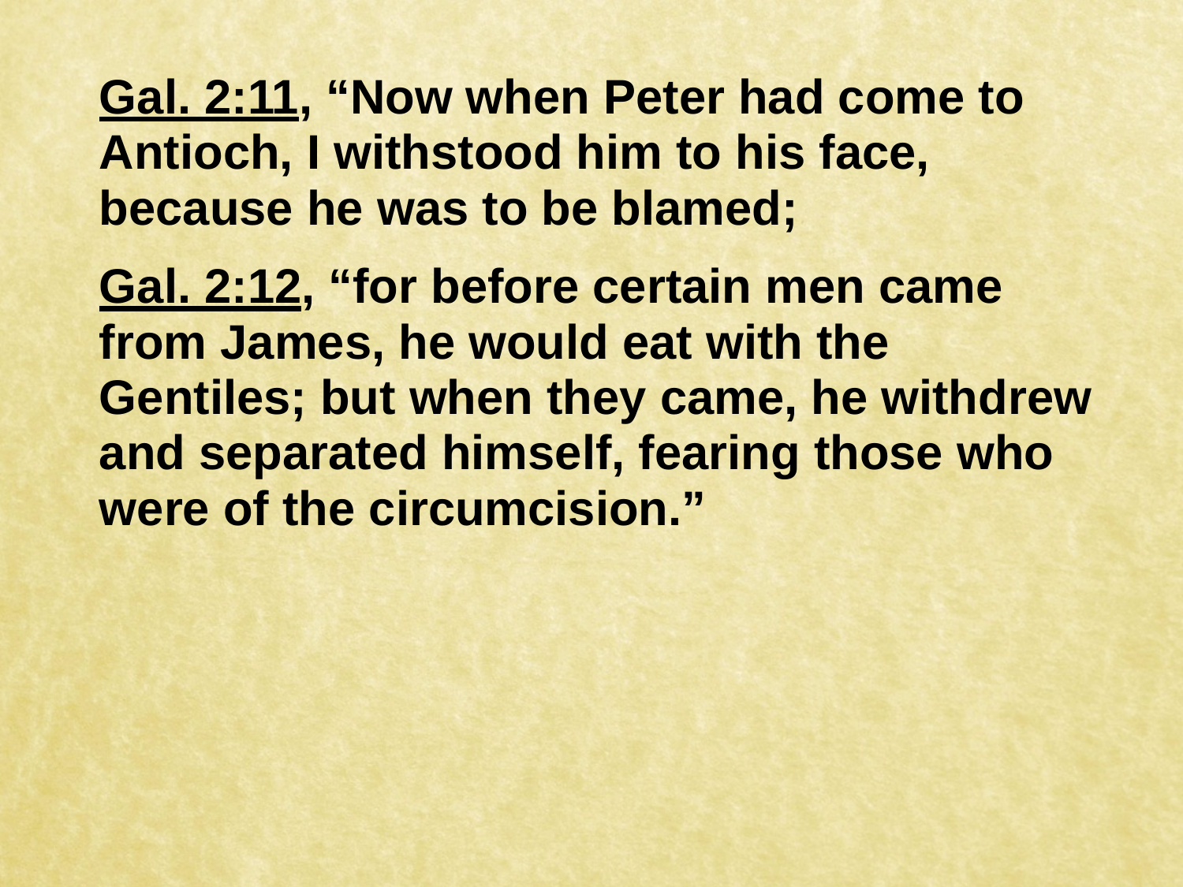**<u>Gal. 2:11</u>, "Now when Peter had come to Antioch, I withstood him to his face, because he was to be blamed;**

**<u>Gal. 2:12</u>, "for before certain men came from James, he would eat with the Gentiles; but when they came, he withdrew and separated himself, fearing those who were of the circumcision."**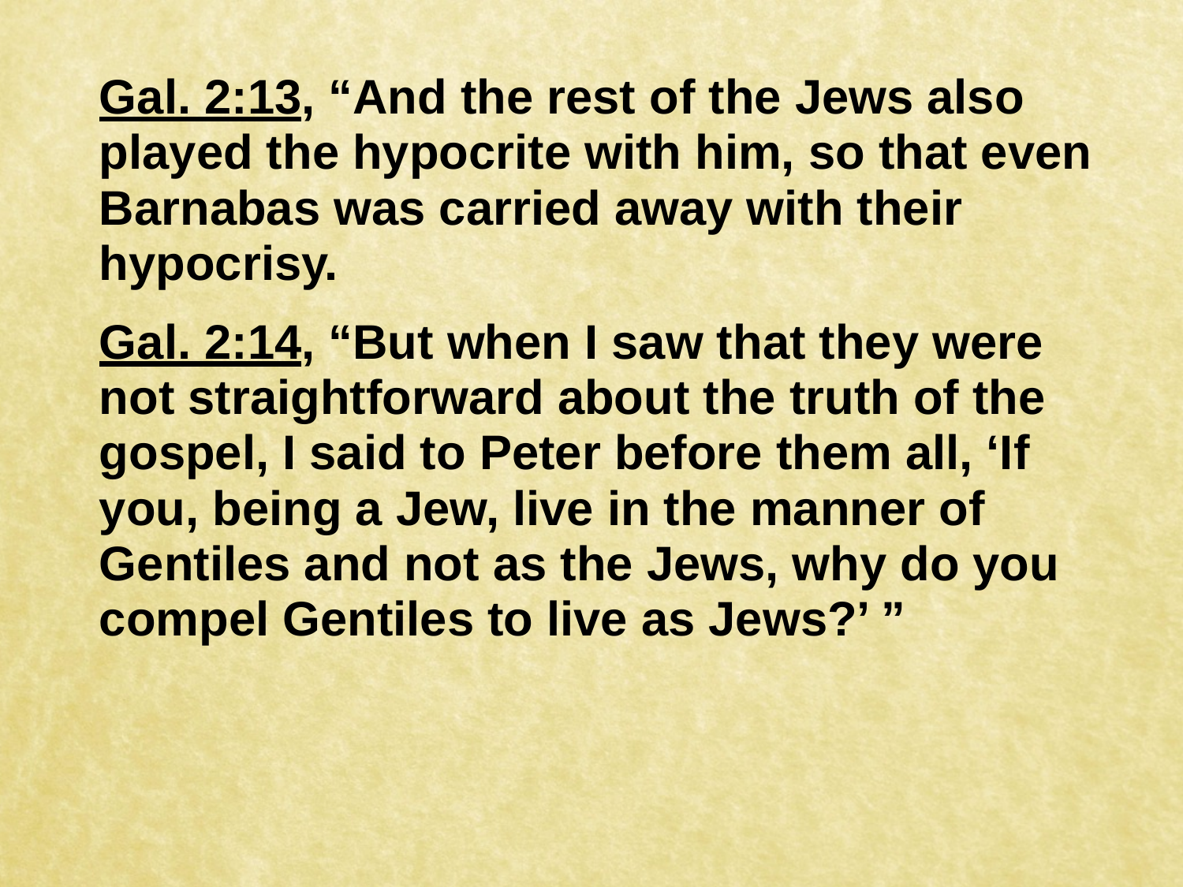**<u>Gal. 2:13</u>, "And the rest of the Jews also played the hypocrite with him, so that even Barnabas was carried away with their hypocrisy.**

**<u>Gal. 2:14</u>, "But when I saw that they were not straightforward about the truth of the gospel, I said to Peter before them all, 'If you, being a Jew, live in the manner of Gentiles and not as the Jews, why do you compel Gentiles to live as Jews?' "**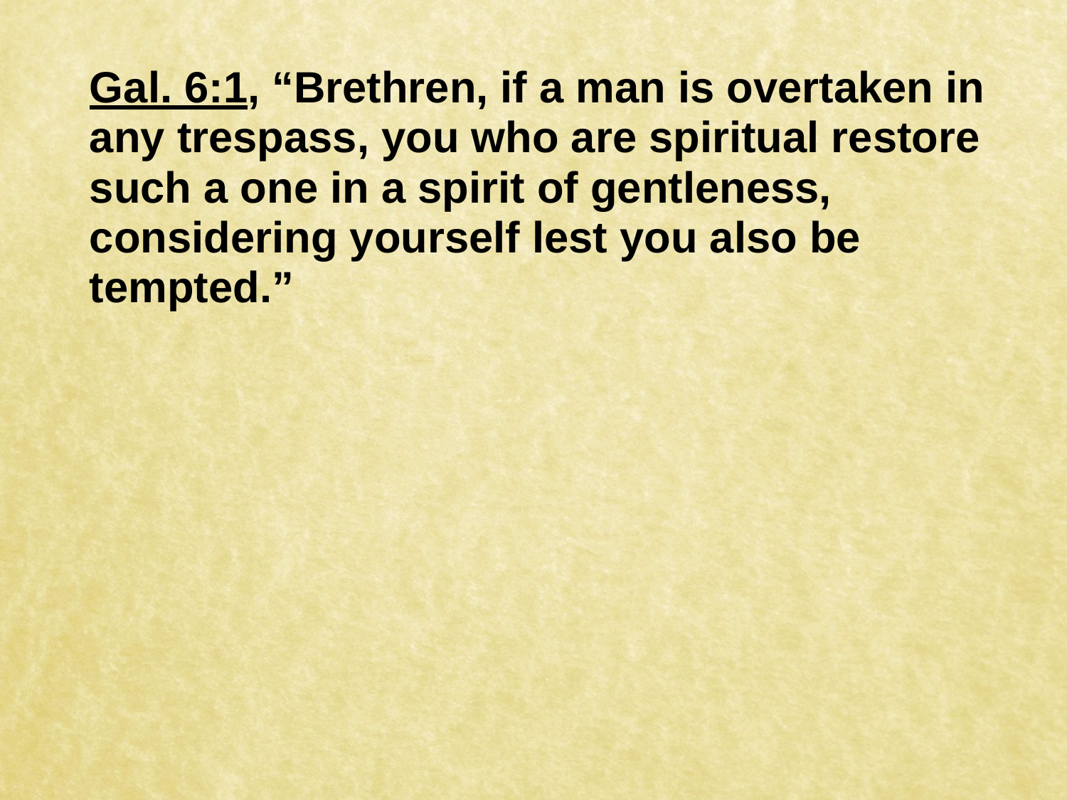**<u>Gal. 6:1</u>, "Brethren, if a man is overtaken in any trespass, you who are spiritual restore such a one in a spirit of gentleness, considering yourself lest you also be tempted."**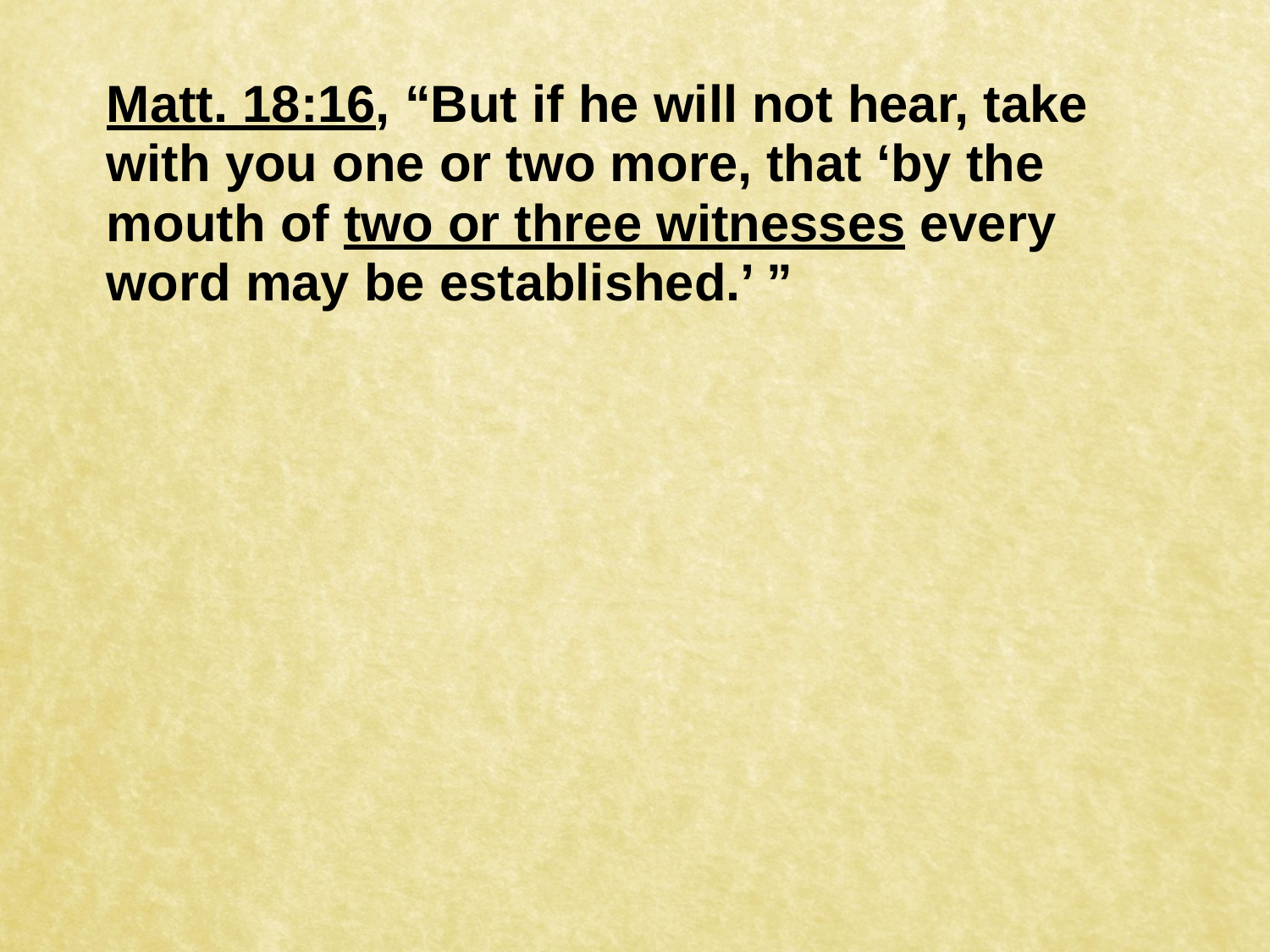**<u>Matt. 18:16</u>, “But if he will not hear, take with you one or two more, that ‘by the mouth of <u>two or three witnesses</u> every word may be established.’ ”**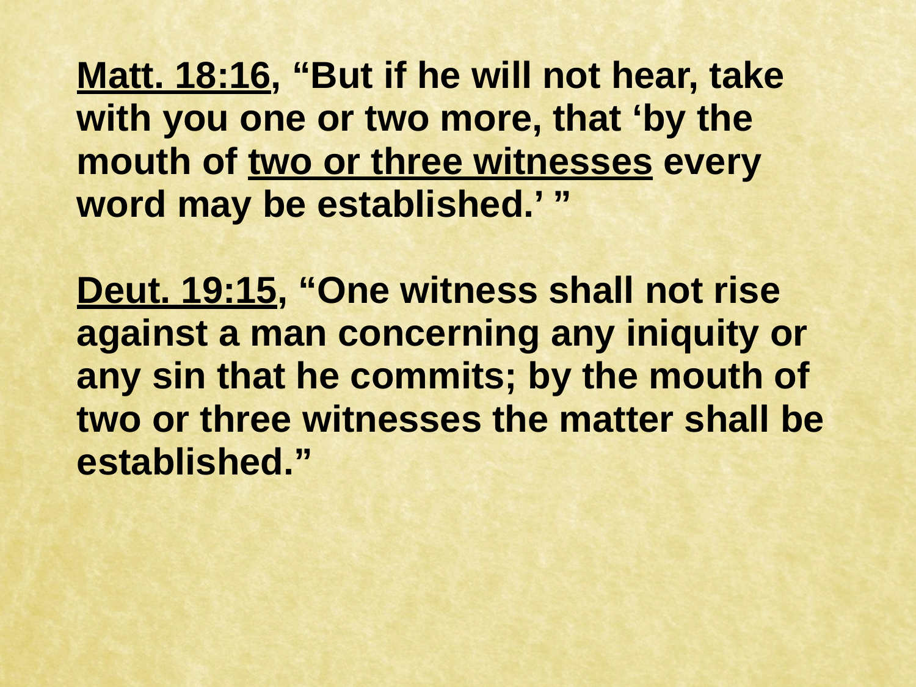**<u>Matt. 18:16</u>, "But if he will not hear, take with you one or two more, that 'by the mouth of <u>two or three witnesses</u> every word may be established.' "**

**<u>Deut. 19:15</u>, "One witness shall not rise against a man concerning any iniquity or any sin that he commits; by the mouth of two or three witnesses the matter shall be established."**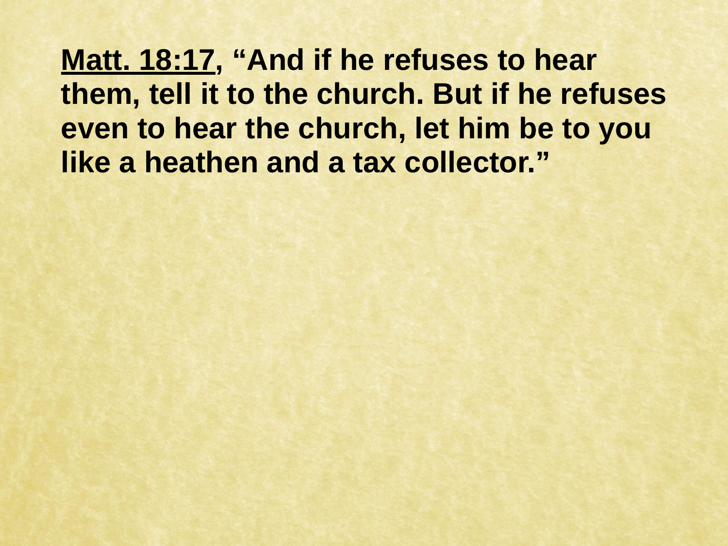**Matt. 18:17, "And if he refuses to hear them, tell it to the church. But if he refuses even to hear the church, let him be to you like a heathen and a tax collector."**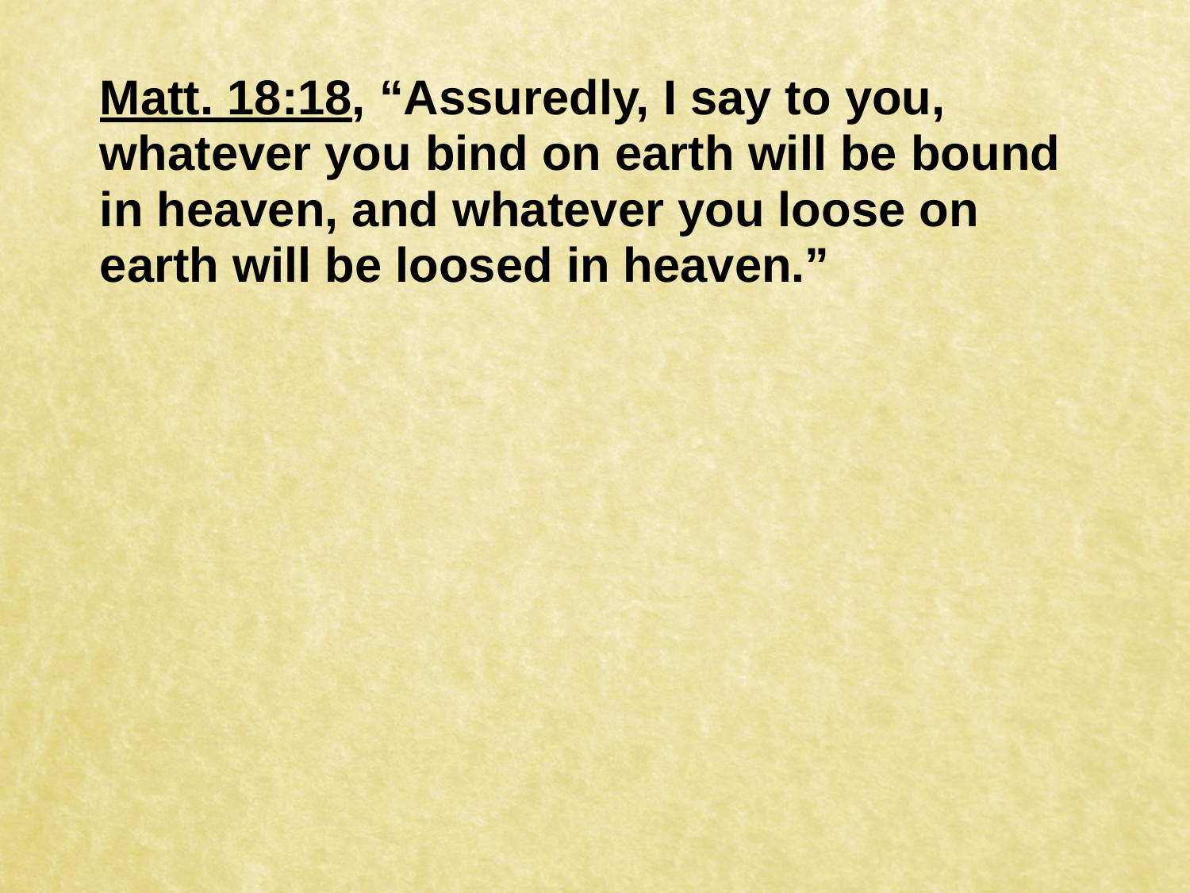**<u>Matt. 18:18</u>, "Assuredly, I say to you, whatever you bind on earth will be bound in heaven, and whatever you loose on earth will be loosed in heaven."**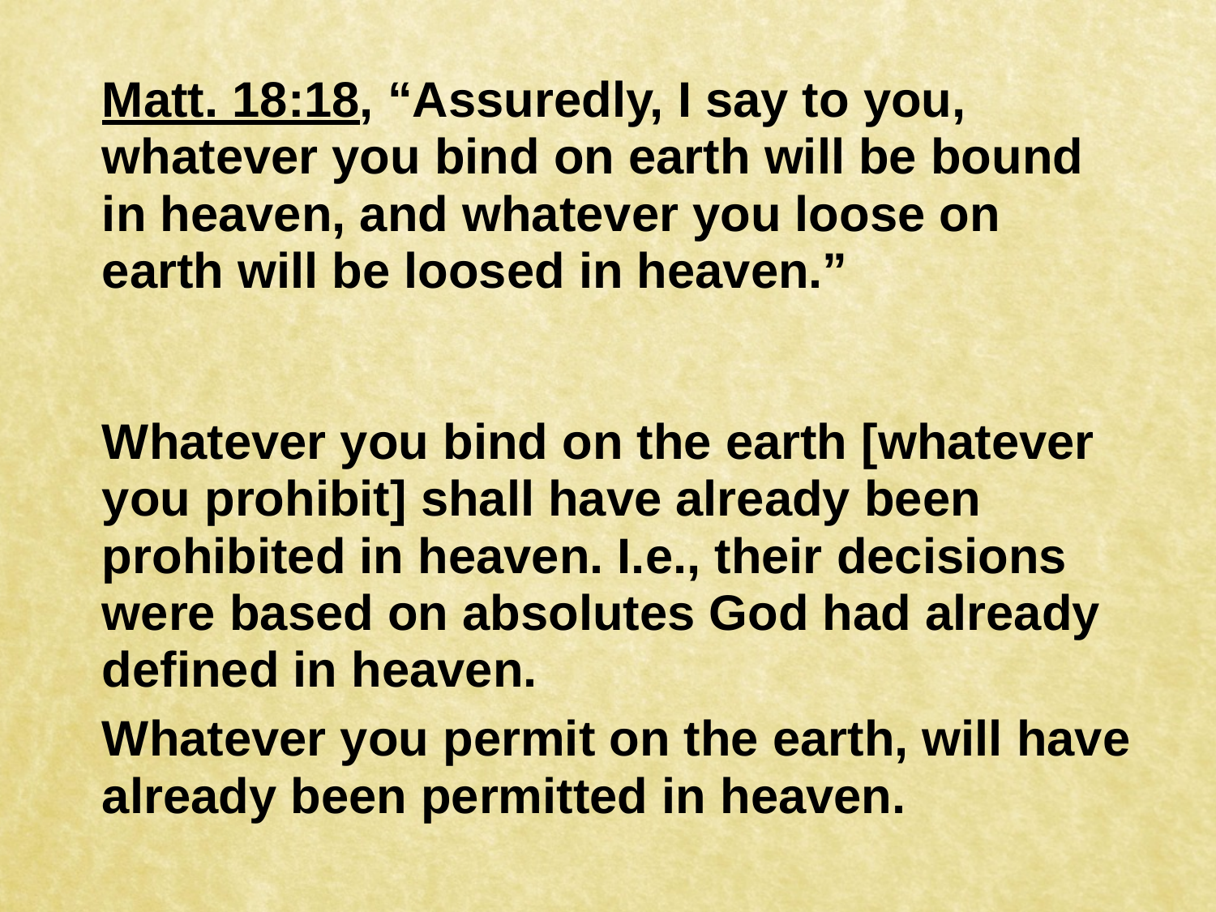**Matt. 18:18, "Assuredly, I say to you, whatever you bind on earth will be bound in heaven, and whatever you loose on earth will be loosed in heaven."**

**Whatever you bind on the earth [whatever you prohibit] shall have already been prohibited in heaven. I.e., their decisions were based on absolutes God had already defined in heaven.**

**Whatever you permit on the earth, will have already been permitted in heaven.**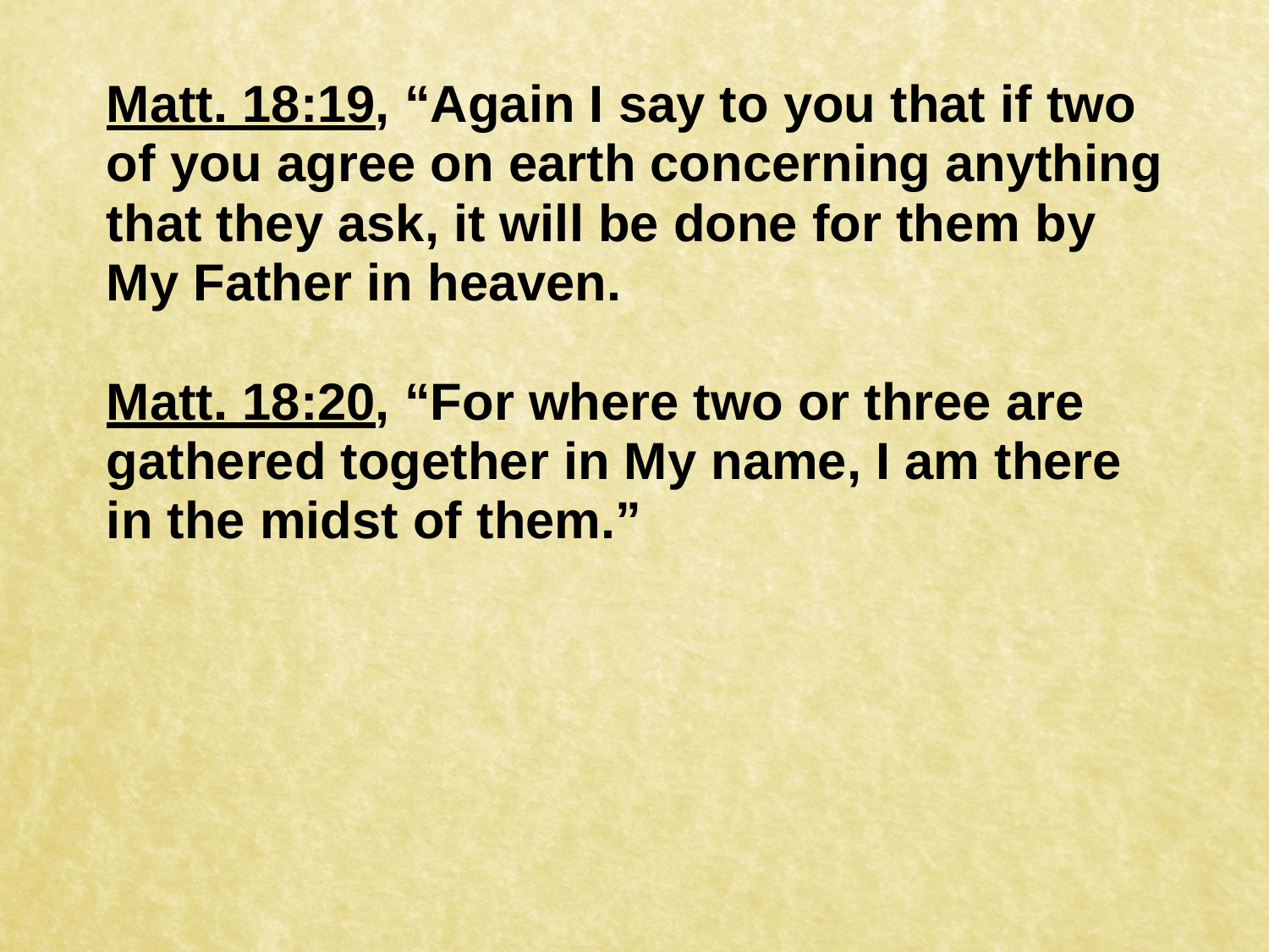**<u>Matt. 18:19</u>, "Again I say to you that if two of you agree on earth concerning anything that they ask, it will be done for them by My Father in heaven.**

**<u>Matt. 18:20</u>, "For where two or three are gathered together in My name, I am there in the midst of them."**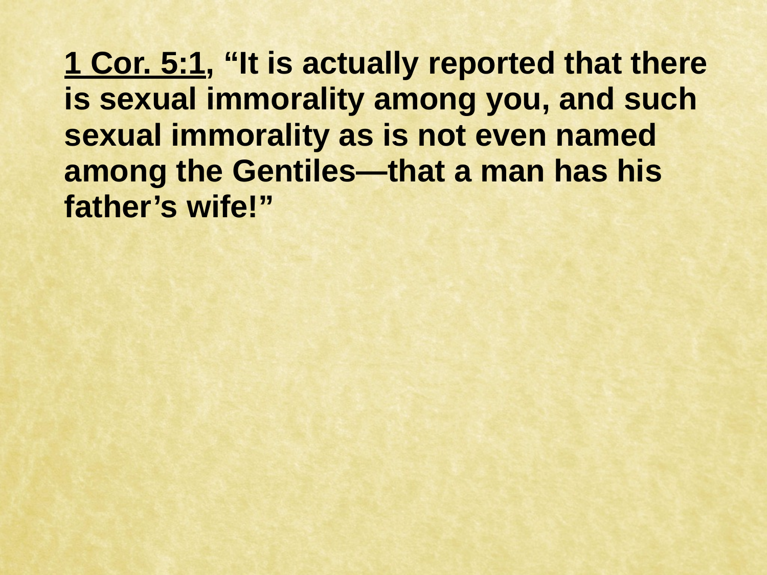**<u>1 Cor. 5:1</u>, "It is actually reported that there is sexual immorality among you, and such sexual immorality as is not even named among the Gentiles—that a man has his father's wife!"**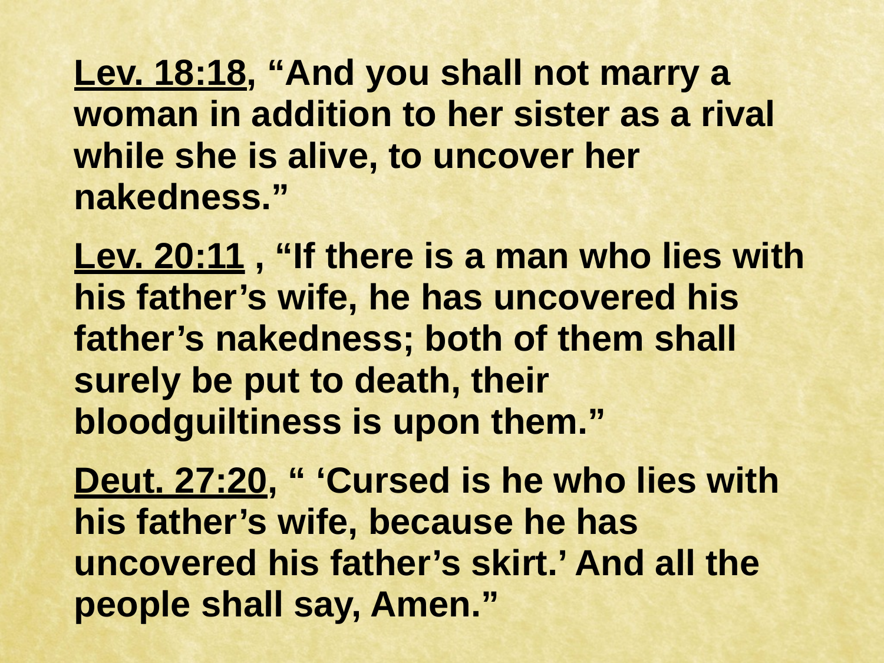**Lev. 18:18, "And you shall not marry a woman in addition to her sister as a rival while she is alive, to uncover her nakedness."**

**Lev. 20:11 , "If there is a man who lies with his father's wife, he has uncovered his father's nakedness; both of them shall surely be put to death, their bloodguiltiness is upon them."**

**Deut. 27:20, " 'Cursed is he who lies with his father's wife, because he has uncovered his father's skirt.' And all the people shall say, Amen."**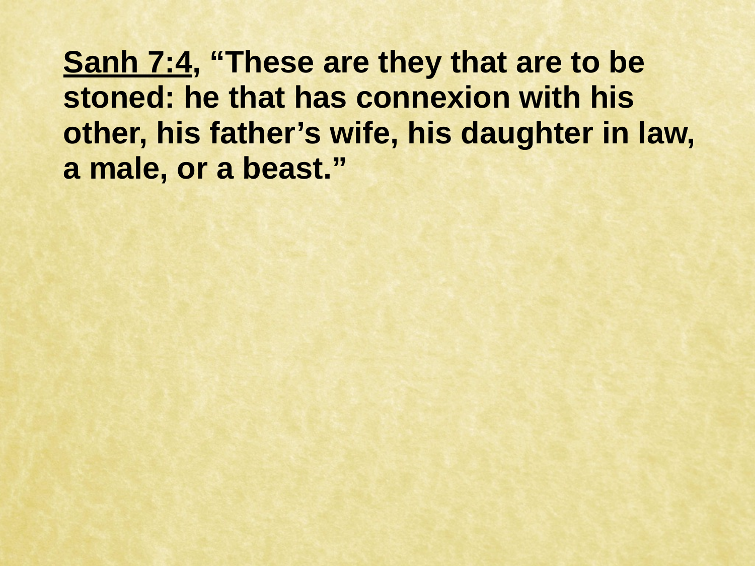**Sanh 7:4, "These are they that are to be stoned: he that has connexion with his other, his father's wife, his daughter in law, a male, or a beast."**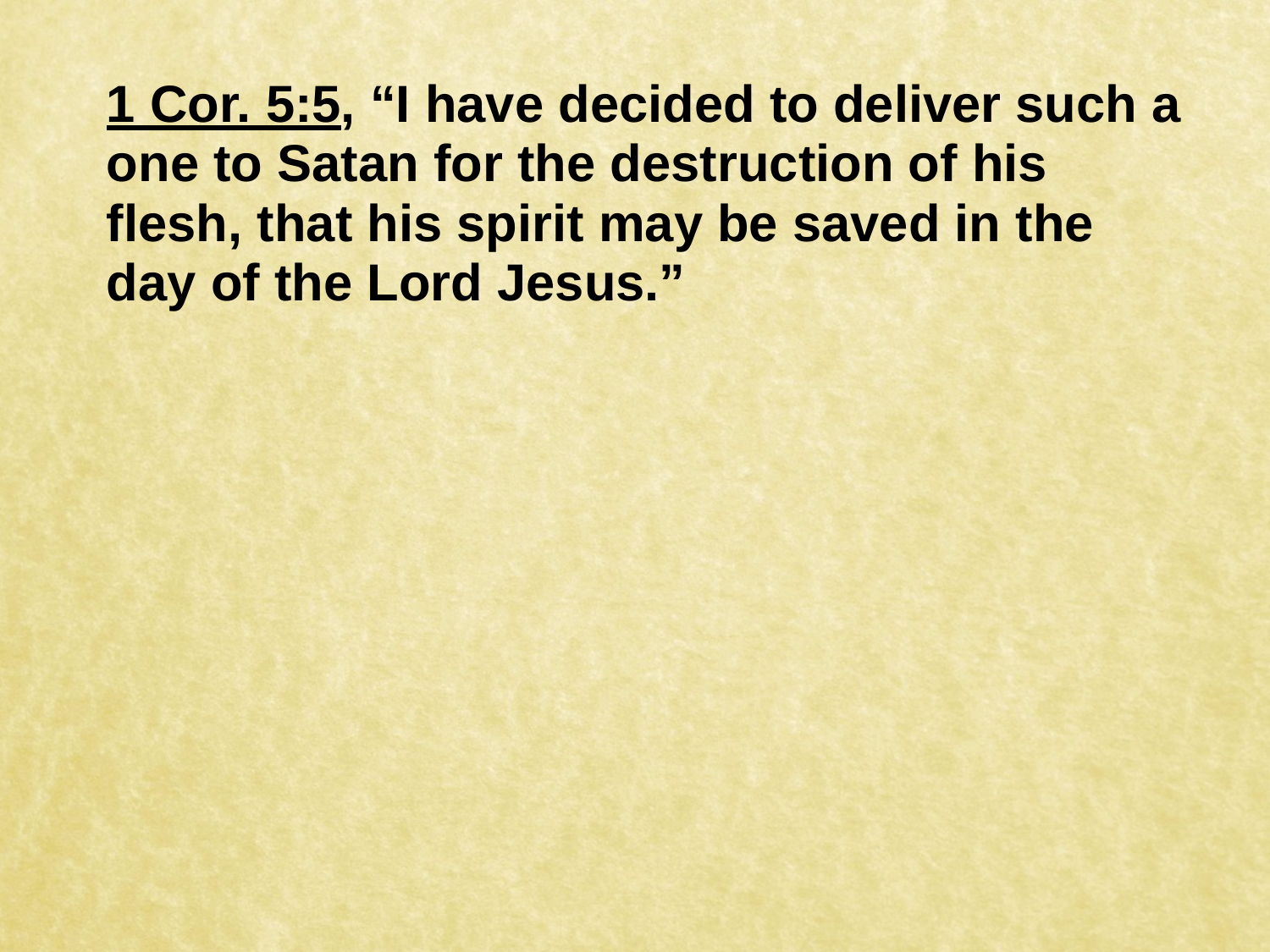**<u>1 Cor. 5:5</u>, "I have decided to deliver such a one to Satan for the destruction of his flesh, that his spirit may be saved in the day of the Lord Jesus."**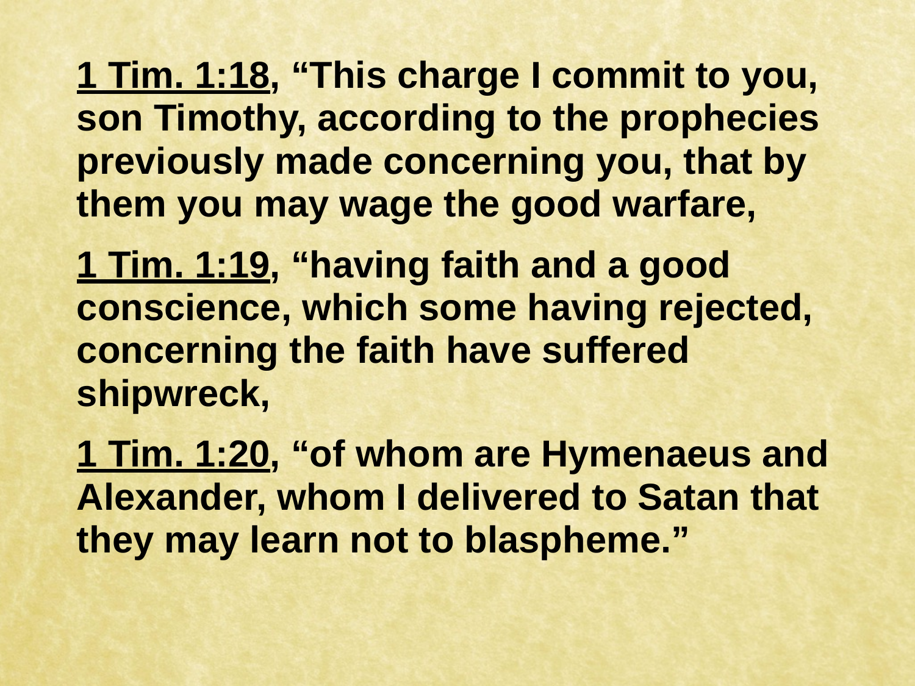**1 Tim. 1:18, "This charge I commit to you, son Timothy, according to the prophecies previously made concerning you, that by them you may wage the good warfare,**

**1 Tim. 1:19, "having faith and a good conscience, which some having rejected, concerning the faith have suffered shipwreck,**

**1 Tim. 1:20, "of whom are Hymenaeus and Alexander, whom I delivered to Satan that they may learn not to blaspheme."**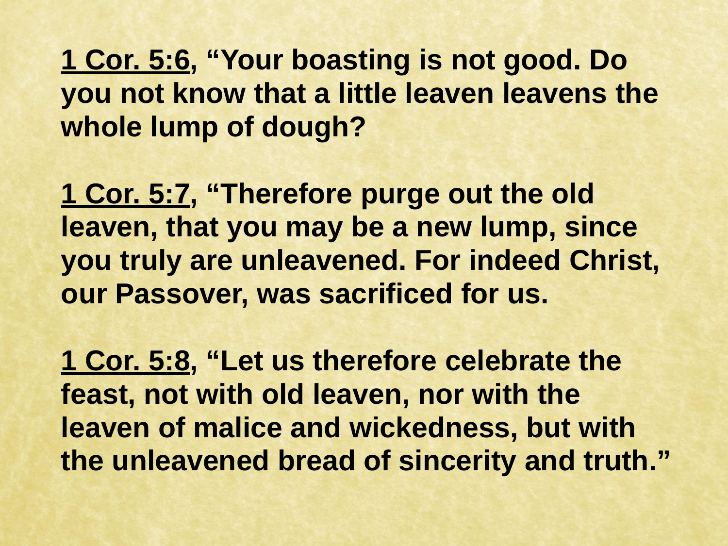**1 Cor. 5:6, "Your boasting is not good. Do you not know that a little leaven leavens the whole lump of dough?**

**1 Cor. 5:7, "Therefore purge out the old leaven, that you may be a new lump, since you truly are unleavened. For indeed Christ, our Passover, was sacrificed for us.**

**1 Cor. 5:8, "Let us therefore celebrate the feast, not with old leaven, nor with the leaven of malice and wickedness, but with the unleavened bread of sincerity and truth."**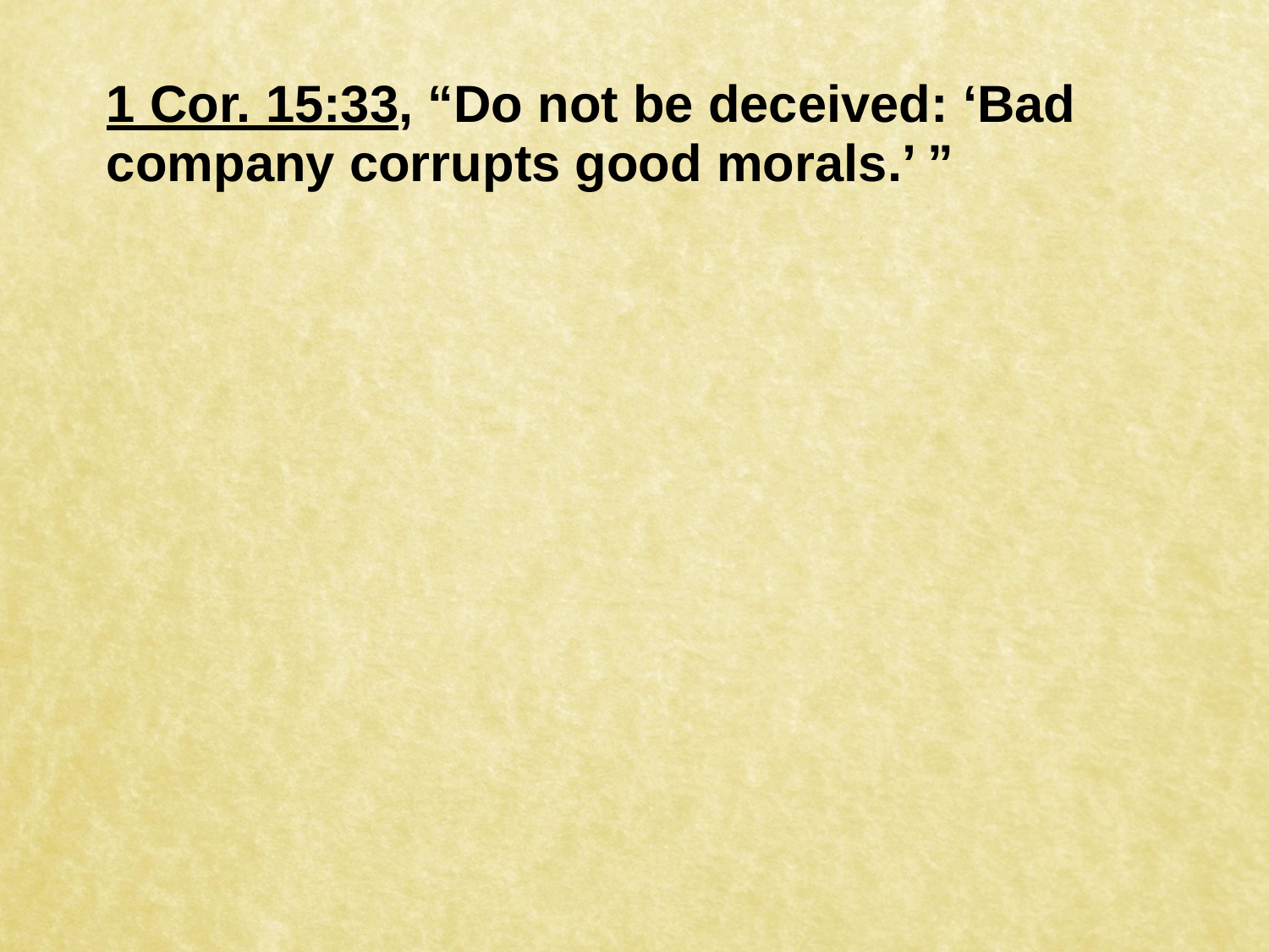**1 Cor. 15:33, “Do not be deceived: ‘Bad company corrupts good morals.’ ”**